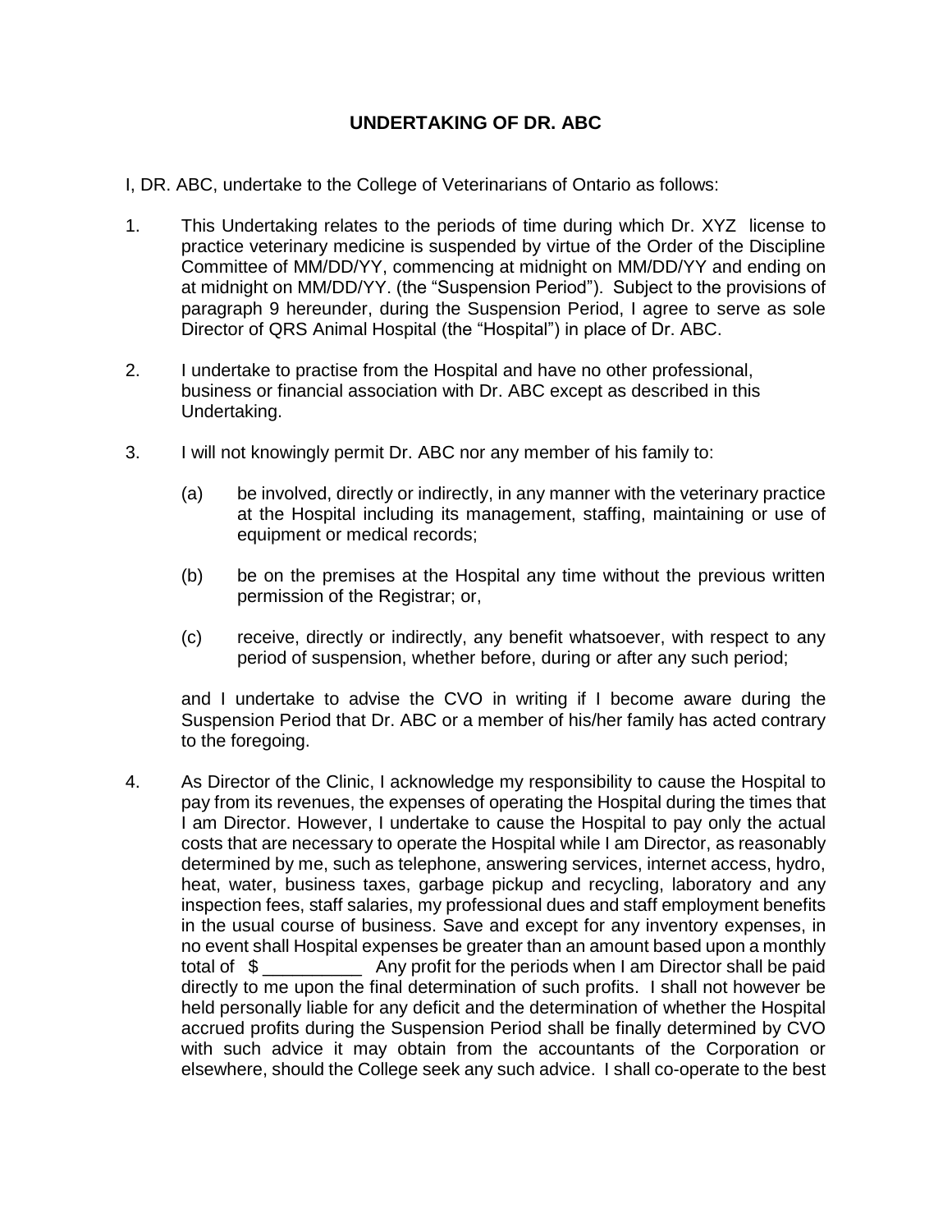# UNDERTAKING OF DR. ABC

I, DR. ABC, undertake to the College of Veterinarians of Ontario as follows:

1. This Undertaking relates to the periods of time during which Dr. XYZ license to practice veterinary medicine is suspended by virtue of the Order of the Discipline Committee of MM/DD/YY, commencing at midnight on MM/DD/YY and ending on at midnight on MM/DD/YY. (the "Suspension Period"). Subject to the provisions of paragraph 9 hereunder, during the Suspension Period, I agree to serve as sole Director of QRS Animal Hospital (the "Hospital") in place of Dr. ABC.

2. I undertake to practise from the Hospital and have no other professional, business or financial association with Dr. ABC except as described in this Undertaking.

3. I will not knowingly permit Dr. ABC nor any member of his family to:

   (a) be involved, directly or indirectly, in any manner with the veterinary practice at the Hospital including its management, staffing, maintaining or use of equipment or medical records;

   (b) be on the premises at the Hospital any time without the previous written permission of the Registrar; or,

   (c) receive, directly or indirectly, any benefit whatsoever, with respect to any period of suspension, whether before, during or after any such period;

   and I undertake to advise the CVO in writing if I become aware during the Suspension Period that Dr. ABC or a member of his/her family has acted contrary to the foregoing.

4. As Director of the Clinic, I acknowledge my responsibility to cause the Hospital to pay from its revenues, the expenses of operating the Hospital during the times that I am Director. However, I undertake to cause the Hospital to pay only the actual costs that are necessary to operate the Hospital while I am Director, as reasonably determined by me, such as telephone, answering services, internet access, hydro, heat, water, business taxes, garbage pickup and recycling, laboratory and any inspection fees, staff salaries, my professional dues and staff employment benefits in the usual course of business. Save and except for any inventory expenses, in no event shall Hospital expenses be greater than an amount based upon a monthly total of $ __________ Any profit for the periods when I am Director shall be paid directly to me upon the final determination of such profits. I shall not however be held personally liable for any deficit and the determination of whether the Hospital accrued profits during the Suspension Period shall be finally determined by CVO with such advice it may obtain from the accountants of the Corporation or elsewhere, should the College seek any such advice. I shall co-operate to the best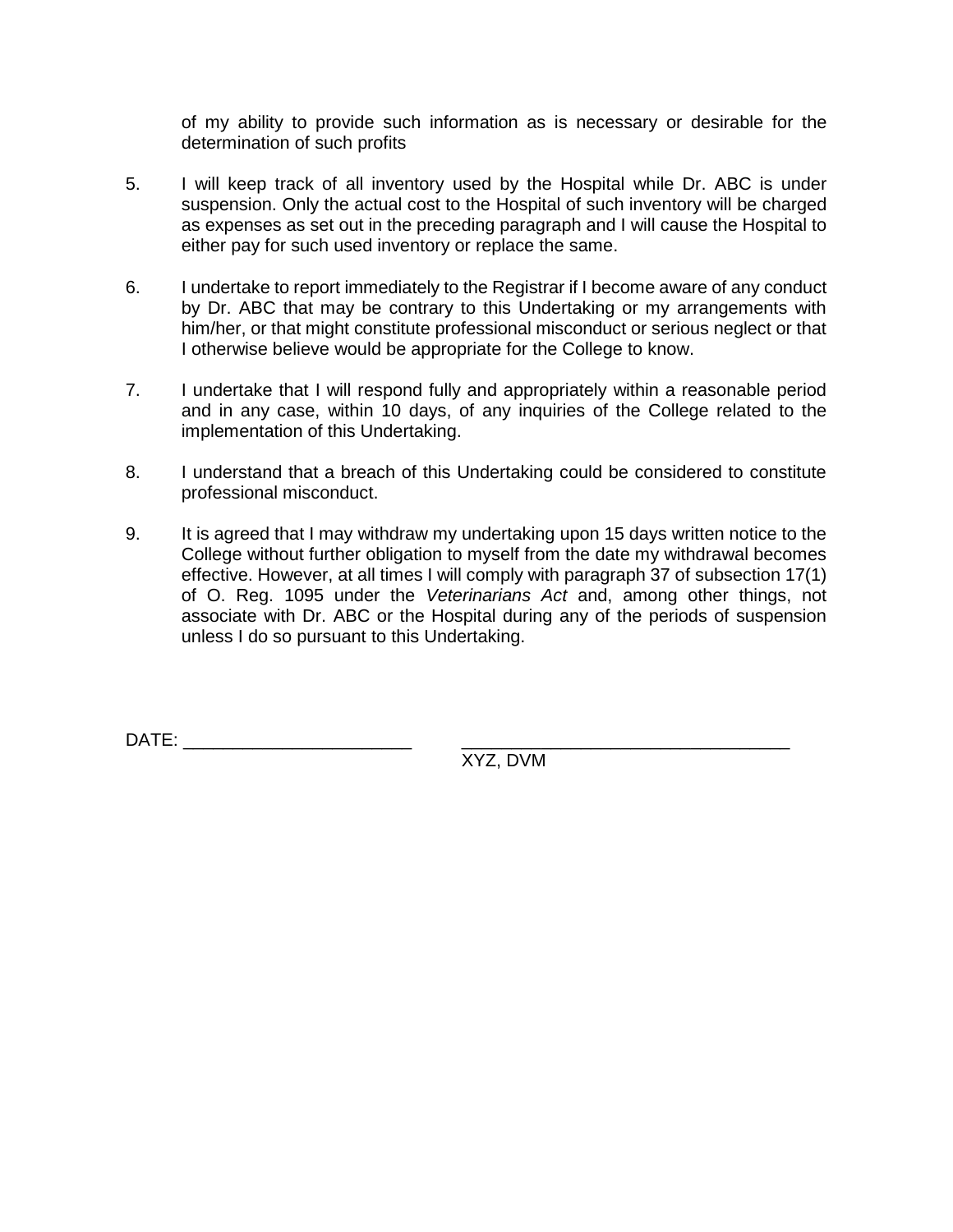of my ability to provide such information as is necessary or desirable for the determination of such profits

5. I will keep track of all inventory used by the Hospital while Dr. ABC is under suspension. Only the actual cost to the Hospital of such inventory will be charged as expenses as set out in the preceding paragraph and I will cause the Hospital to either pay for such used inventory or replace the same.

6. I undertake to report immediately to the Registrar if I become aware of any conduct by Dr. ABC that may be contrary to this Undertaking or my arrangements with him/her, or that might constitute professional misconduct or serious neglect or that I otherwise believe would be appropriate for the College to know.

7. I undertake that I will respond fully and appropriately within a reasonable period and in any case, within 10 days, of any inquiries of the College related to the implementation of this Undertaking.

8. I understand that a breach of this Undertaking could be considered to constitute professional misconduct.

9. It is agreed that I may withdraw my undertaking upon 15 days written notice to the College without further obligation to myself from the date my withdrawal becomes effective. However, at all times I will comply with paragraph 37 of subsection 17(1) of O. Reg. 1095 under the *Veterinarians Act* and, among other things, not associate with Dr. ABC or the Hospital during any of the periods of suspension unless I do so pursuant to this Undertaking.

DATE: _______________________ _________________________________

XYZ, DVM